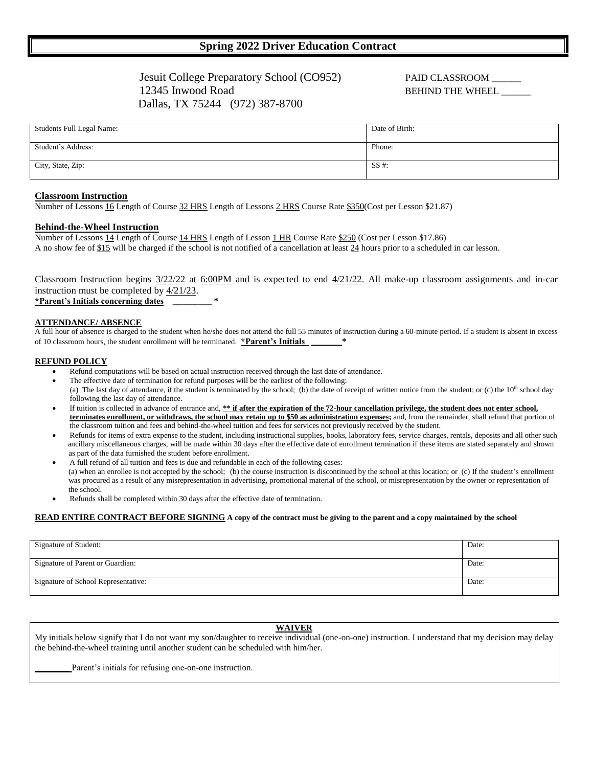# Spring 2022 Driver Education Contract

Jesuit College Preparatory School (CO952)
12345 Inwood Road
Dallas, TX 75244 (972) 387-8700

PAID CLASSROOM ______
BEHIND THE WHEEL ______

| Students Full Legal Name: | Date of Birth: |
|---|---|
| Student's Address: | Phone: |
| City, State, Zip: | SS #: |

**Classroom Instruction**

Number of Lessons 16 Length of Course 32 HRS Length of Lessons 2 HRS Course Rate $350(Cost per Lesson $21.87)

**Behind-the-Wheel Instruction**

Number of Lessons 14 Length of Course 14 HRS Length of Lesson 1 HR Course Rate $250 (Cost per Lesson $17.86)
A no show fee of $15 will be charged if the school is not notified of a cancellation at least 24 hours prior to a scheduled in car lesson.

Classroom Instruction begins 3/22/22 at 6:00PM and is expected to end 4/21/22. All make-up classroom assignments and in-car instruction must be completed by 4/21/23.

**\*Parent's Initials concerning dates _________ \***

**ATTENDANCE/ ABSENCE**

A full hour of absence is charged to the student when he/she does not attend the full 55 minutes of instruction during a 60-minute period. If a student is absent in excess of 10 classroom hours, the student enrollment will be terminated. **\*Parent's Initials _______\***

**REFUND POLICY**

- Refund computations will be based on actual instruction received through the last date of attendance.
- The effective date of termination for refund purposes will be the earliest of the following:
  (a) The last day of attendance, if the student is terminated by the school; (b) the date of receipt of written notice from the student; or (c) the 10th school day following the last day of attendance.
- If tuition is collected in advance of entrance and, **\*\* if after the expiration of the 72-hour cancellation privilege, the student does not enter school, terminates enrollment, or withdraws, the school may retain up to $50 as administration expenses;** and, from the remainder, shall refund that portion of the classroom tuition and fees and behind-the-wheel tuition and fees for services not previously received by the student.
- Refunds for items of extra expense to the student, including instructional supplies, books, laboratory fees, service charges, rentals, deposits and all other such ancillary miscellaneous charges, will be made within 30 days after the effective date of enrollment termination if these items are stated separately and shown as part of the data furnished the student before enrollment.
- A full refund of all tuition and fees is due and refundable in each of the following cases:
  (a) when an enrollee is not accepted by the school; (b) the course instruction is discontinued by the school at this location; or (c) If the student's enrollment was procured as a result of any misrepresentation in advertising, promotional material of the school, or misrepresentation by the owner or representation of the school.
- Refunds shall be completed within 30 days after the effective date of termination.

**READ ENTIRE CONTRACT BEFORE SIGNING A copy of the contract must be giving to the parent and a copy maintained by the school**

| Signature of Student: | Date: |
|---|---|
| Signature of Parent or Guardian: | Date: |
| Signature of School Representative: | Date: |

**WAIVER**

My initials below signify that I do not want my son/daughter to receive individual (one-on-one) instruction. I understand that my decision may delay the behind-the-wheel training until another student can be scheduled with him/her.

________ Parent's initials for refusing one-on-one instruction.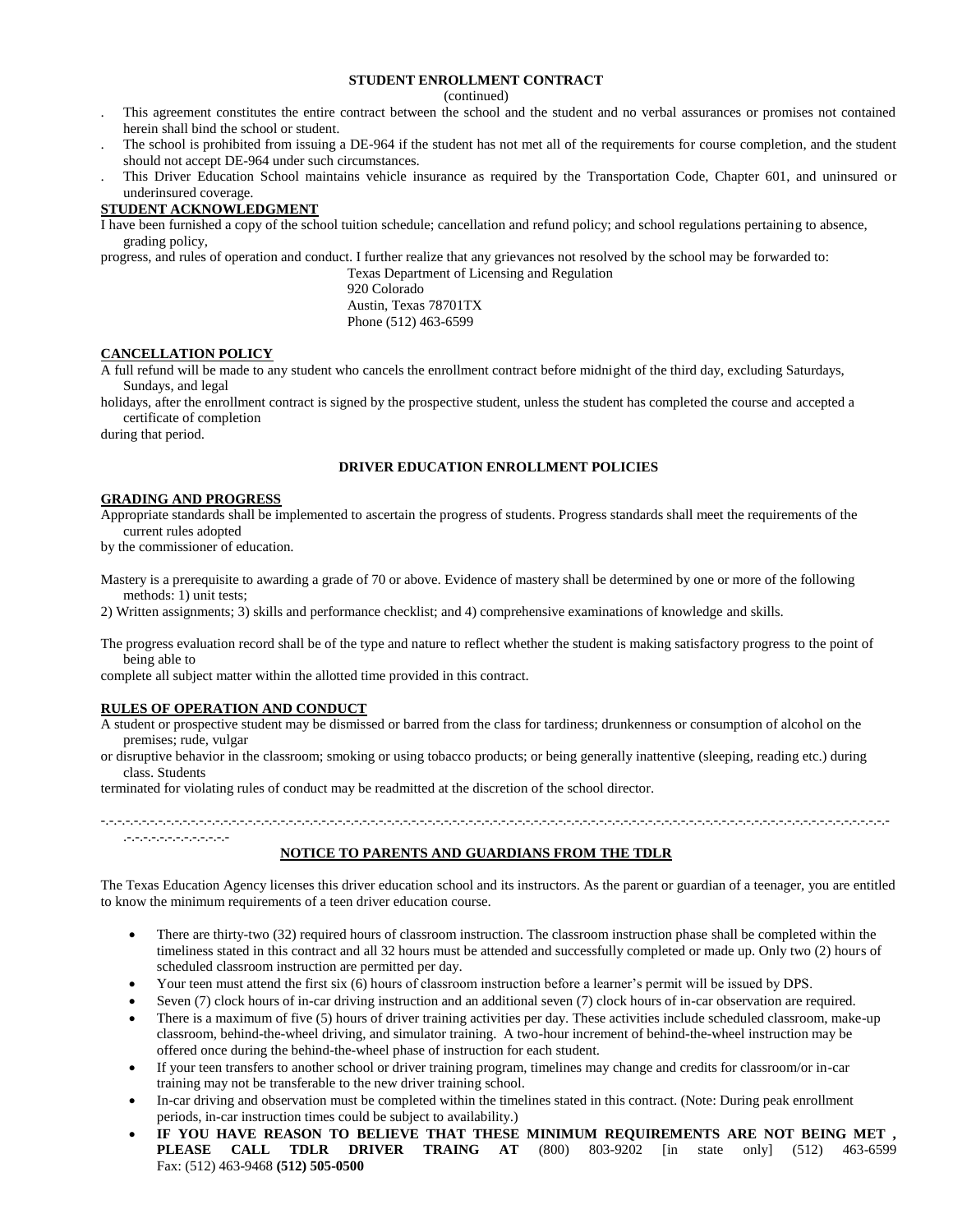**STUDENT ENROLLMENT CONTRACT**
(continued)

. This agreement constitutes the entire contract between the school and the student and no verbal assurances or promises not contained herein shall bind the school or student.
. The school is prohibited from issuing a DE-964 if the student has not met all of the requirements for course completion, and the student should not accept DE-964 under such circumstances.
. This Driver Education School maintains vehicle insurance as required by the Transportation Code, Chapter 601, and uninsured or underinsured coverage.

**STUDENT ACKNOWLEDGMENT**

I have been furnished a copy of the school tuition schedule; cancellation and refund policy; and school regulations pertaining to absence, grading policy, progress, and rules of operation and conduct. I further realize that any grievances not resolved by the school may be forwarded to:

Texas Department of Licensing and Regulation
920 Colorado
Austin, Texas 78701TX
Phone (512) 463-6599

**CANCELLATION POLICY**

A full refund will be made to any student who cancels the enrollment contract before midnight of the third day, excluding Saturdays, Sundays, and legal holidays, after the enrollment contract is signed by the prospective student, unless the student has completed the course and accepted a certificate of completion during that period.

**DRIVER EDUCATION ENROLLMENT POLICIES**

**GRADING AND PROGRESS**

Appropriate standards shall be implemented to ascertain the progress of students. Progress standards shall meet the requirements of the current rules adopted by the commissioner of education.

Mastery is a prerequisite to awarding a grade of 70 or above. Evidence of mastery shall be determined by one or more of the following methods: 1) unit tests; 2) Written assignments; 3) skills and performance checklist; and 4) comprehensive examinations of knowledge and skills.

The progress evaluation record shall be of the type and nature to reflect whether the student is making satisfactory progress to the point of being able to complete all subject matter within the allotted time provided in this contract.

**RULES OF OPERATION AND CONDUCT**

A student or prospective student may be dismissed or barred from the class for tardiness; drunkenness or consumption of alcohol on the premises; rude, vulgar or disruptive behavior in the classroom; smoking or using tobacco products; or being generally inattentive (sleeping, reading etc.) during class. Students terminated for violating rules of conduct may be readmitted at the discretion of the school director.

-.-.-.-.-.-.-.-.-.-.-.-.-.-.-.-.-.-.-.-.-.-.-.-.-.-.-.-.-.-.-.-.-.-.-.-.-.-.-.-.-.-.-.-.-.-.-.-.-.-.-.-.-.-.-.-.-.-.-.-.-.-.-.-.-.-.-.-.-.-.-.-.-.-.-.-.-.-.-.-.-.-.-.-.-.-.-.-.-.-.-.-.-.-.-.-.-.-.-.-.-.-.-.-.-.-.-.-.-.-.-.-.-.-.-.-.-.-.-.-.-.-.-.-.-.-

**NOTICE TO PARENTS AND GUARDIANS FROM THE TDLR**

The Texas Education Agency licenses this driver education school and its instructors. As the parent or guardian of a teenager, you are entitled to know the minimum requirements of a teen driver education course.

- There are thirty-two (32) required hours of classroom instruction. The classroom instruction phase shall be completed within the timeliness stated in this contract and all 32 hours must be attended and successfully completed or made up. Only two (2) hours of scheduled classroom instruction are permitted per day.
- Your teen must attend the first six (6) hours of classroom instruction before a learner's permit will be issued by DPS.
- Seven (7) clock hours of in-car driving instruction and an additional seven (7) clock hours of in-car observation are required.
- There is a maximum of five (5) hours of driver training activities per day. These activities include scheduled classroom, make-up classroom, behind-the-wheel driving, and simulator training. A two-hour increment of behind-the-wheel instruction may be offered once during the behind-the-wheel phase of instruction for each student.
- If your teen transfers to another school or driver training program, timelines may change and credits for classroom/or in-car training may not be transferable to the new driver training school.
- In-car driving and observation must be completed within the timelines stated in this contract. (Note: During peak enrollment periods, in-car instruction times could be subject to availability.)
- **IF YOU HAVE REASON TO BELIEVE THAT THESE MINIMUM REQUIREMENTS ARE NOT BEING MET , PLEASE CALL TDLR DRIVER TRAING AT** (800) 803-9202 [in state only] (512) 463-6599 Fax: (512) 463-9468 **(512) 505-0500**